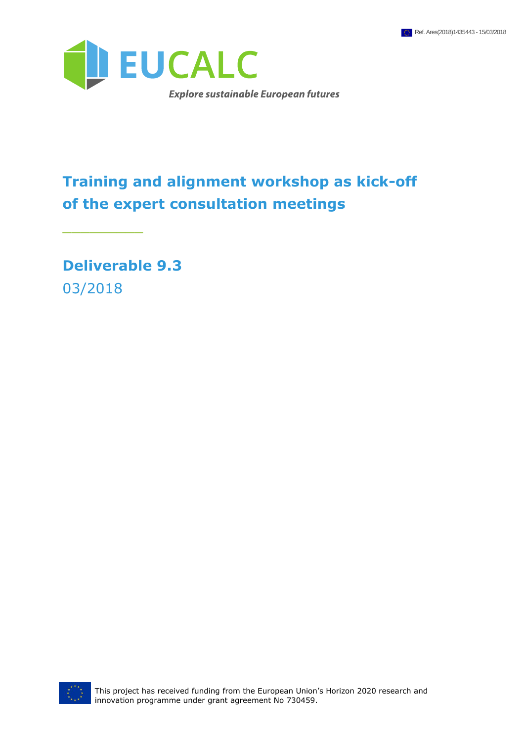Ref. Ares(2018)1435443 - 15/03/2018

EUCALC

*Explore sustainable European futures*

# Training and alignment workshop as kick-off of the expert consultation meetings

## Deliverable 9.3

03/2018

This project has received funding from the European Union's Horizon 2020 research and innovation programme under grant agreement No 730459.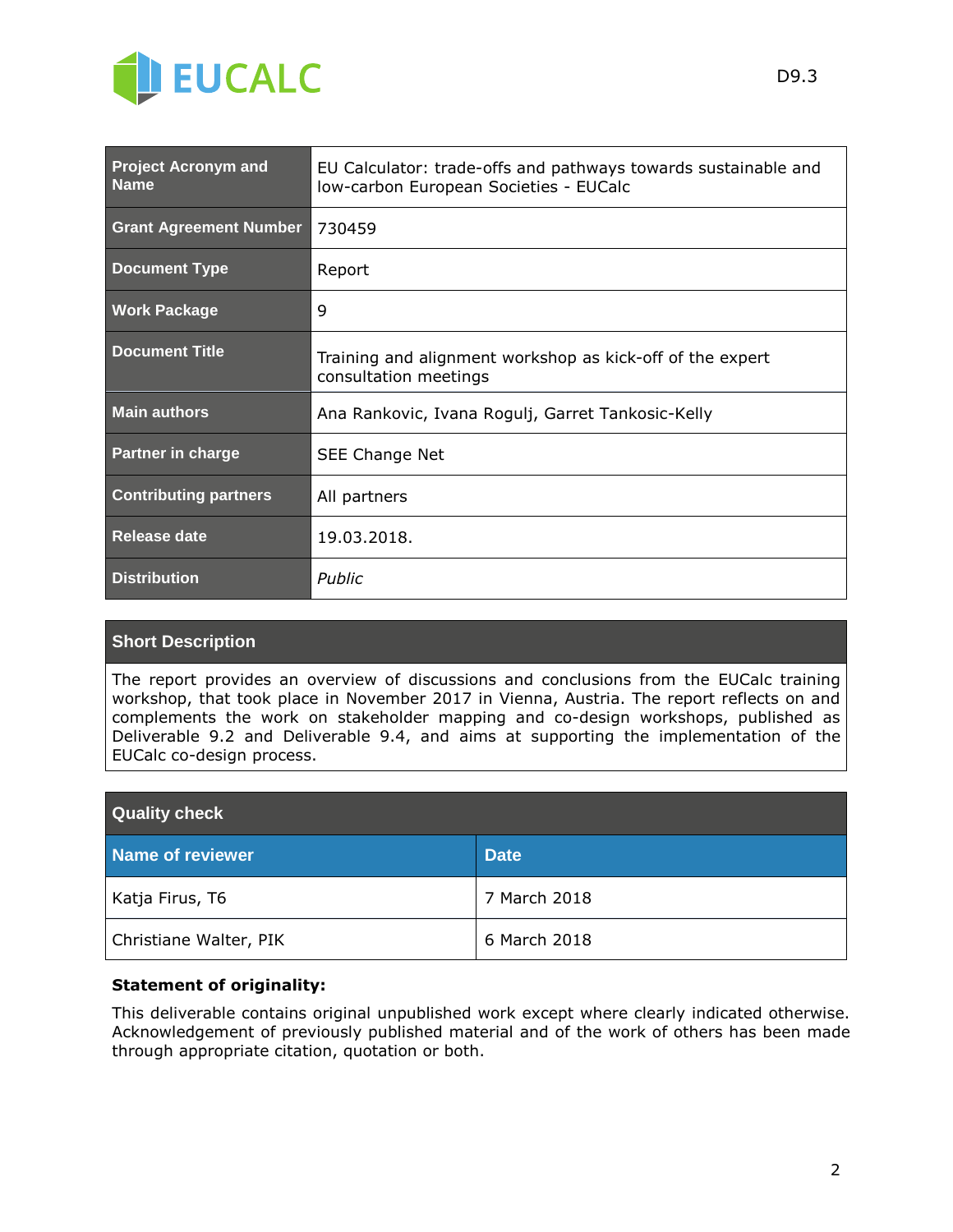| Project Acronym and Name | EU Calculator: trade-offs and pathways towards sustainable and low-carbon European Societies - EUCalc |
|---|---|
| Grant Agreement Number | 730459 |
| Document Type | Report |
| Work Package | 9 |
| Document Title | Training and alignment workshop as kick-off of the expert consultation meetings |
| Main authors | Ana Rankovic, Ivana Rogulj, Garret Tankosic-Kelly |
| Partner in charge | SEE Change Net |
| Contributing partners | All partners |
| Release date | 19.03.2018. |
| Distribution | *Public* |

| Short Description |
|---|
| The report provides an overview of discussions and conclusions from the EUCalc training workshop, that took place in November 2017 in Vienna, Austria. The report reflects on and complements the work on stakeholder mapping and co-design workshops, published as Deliverable 9.2 and Deliverable 9.4, and aims at supporting the implementation of the EUCalc co-design process. |

| Quality check | |
|---|---|
| **Name of reviewer** | **Date** |
| Katja Firus, T6 | 7 March 2018 |
| Christiane Walter, PIK | 6 March 2018 |

**Statement of originality:**

This deliverable contains original unpublished work except where clearly indicated otherwise. Acknowledgement of previously published material and of the work of others has been made through appropriate citation, quotation or both.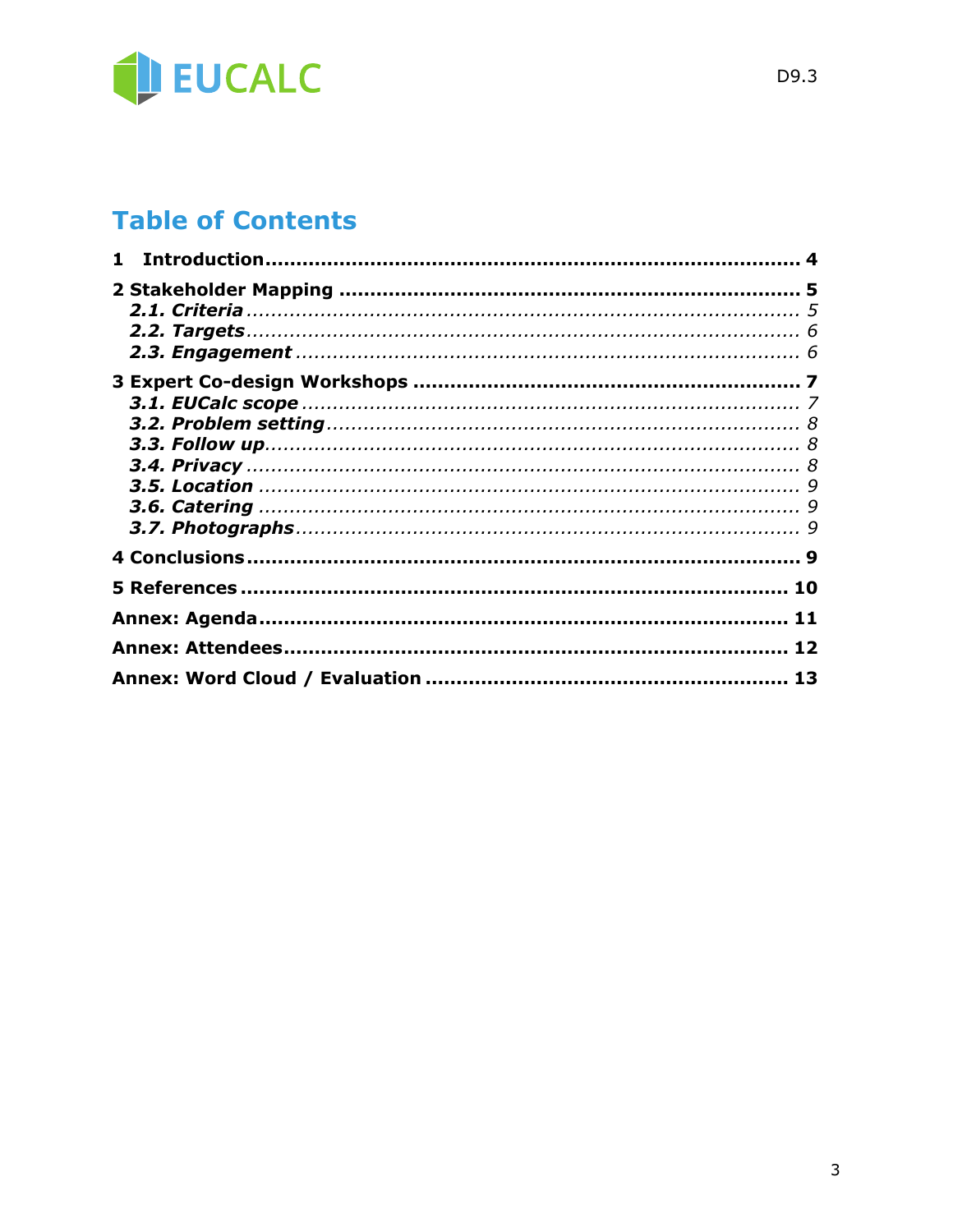# Table of Contents

**1 Introduction** ........ **4**

**2 Stakeholder Mapping** ........ **5**

- ***2.1. Criteria*** ........ *5*
- ***2.2. Targets*** ........ *6*
- ***2.3. Engagement*** ........ *6*

**3 Expert Co-design Workshops** ........ **7**

- ***3.1. EUCalc scope*** ........ *7*
- ***3.2. Problem setting*** ........ *8*
- ***3.3. Follow up*** ........ *8*
- ***3.4. Privacy*** ........ *8*
- ***3.5. Location*** ........ *9*
- ***3.6. Catering*** ........ *9*
- ***3.7. Photographs*** ........ *9*

**4 Conclusions** ........ **9**

**5 References** ........ **10**

**Annex: Agenda** ........ **11**

**Annex: Attendees** ........ **12**

**Annex: Word Cloud / Evaluation** ........ **13**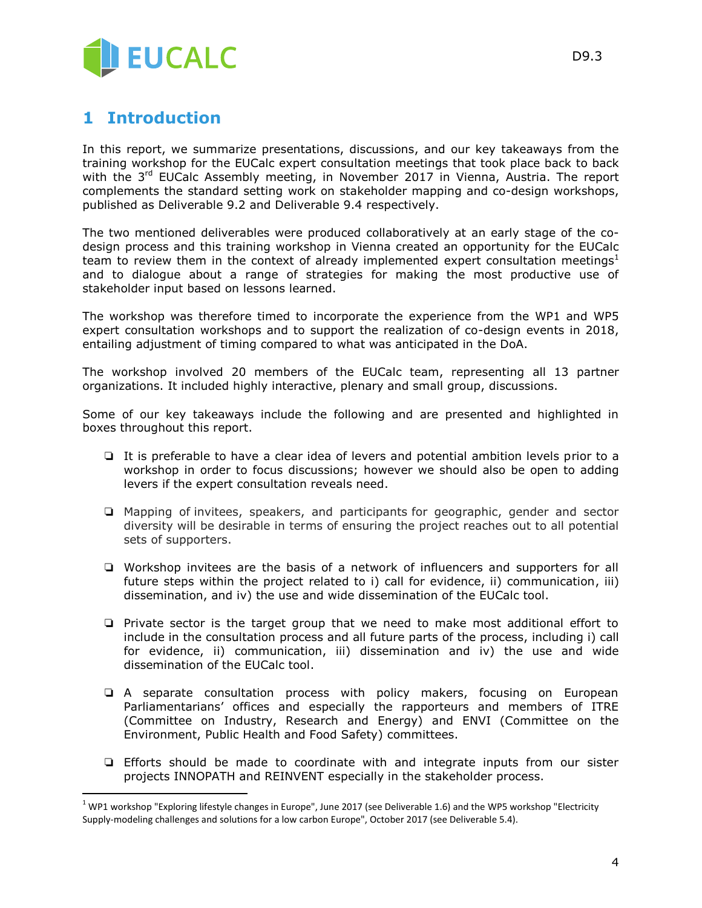# 1 Introduction

In this report, we summarize presentations, discussions, and our key takeaways from the training workshop for the EUCalc expert consultation meetings that took place back to back with the 3rd EUCalc Assembly meeting, in November 2017 in Vienna, Austria. The report complements the standard setting work on stakeholder mapping and co-design workshops, published as Deliverable 9.2 and Deliverable 9.4 respectively.

The two mentioned deliverables were produced collaboratively at an early stage of the co-design process and this training workshop in Vienna created an opportunity for the EUCalc team to review them in the context of already implemented expert consultation meetings[1] and to dialogue about a range of strategies for making the most productive use of stakeholder input based on lessons learned.

The workshop was therefore timed to incorporate the experience from the WP1 and WP5 expert consultation workshops and to support the realization of co-design events in 2018, entailing adjustment of timing compared to what was anticipated in the DoA.

The workshop involved 20 members of the EUCalc team, representing all 13 partner organizations. It included highly interactive, plenary and small group, discussions.

Some of our key takeaways include the following and are presented and highlighted in boxes throughout this report.

- It is preferable to have a clear idea of levers and potential ambition levels prior to a workshop in order to focus discussions; however we should also be open to adding levers if the expert consultation reveals need.
- Mapping of invitees, speakers, and participants for geographic, gender and sector diversity will be desirable in terms of ensuring the project reaches out to all potential sets of supporters.
- Workshop invitees are the basis of a network of influencers and supporters for all future steps within the project related to i) call for evidence, ii) communication, iii) dissemination, and iv) the use and wide dissemination of the EUCalc tool.
- Private sector is the target group that we need to make most additional effort to include in the consultation process and all future parts of the process, including i) call for evidence, ii) communication, iii) dissemination and iv) the use and wide dissemination of the EUCalc tool.
- A separate consultation process with policy makers, focusing on European Parliamentarians' offices and especially the rapporteurs and members of ITRE (Committee on Industry, Research and Energy) and ENVI (Committee on the Environment, Public Health and Food Safety) committees.
- Efforts should be made to coordinate with and integrate inputs from our sister projects INNOPATH and REINVENT especially in the stakeholder process.

[1] WP1 workshop "Exploring lifestyle changes in Europe", June 2017 (see Deliverable 1.6) and the WP5 workshop "Electricity Supply-modeling challenges and solutions for a low carbon Europe", October 2017 (see Deliverable 5.4).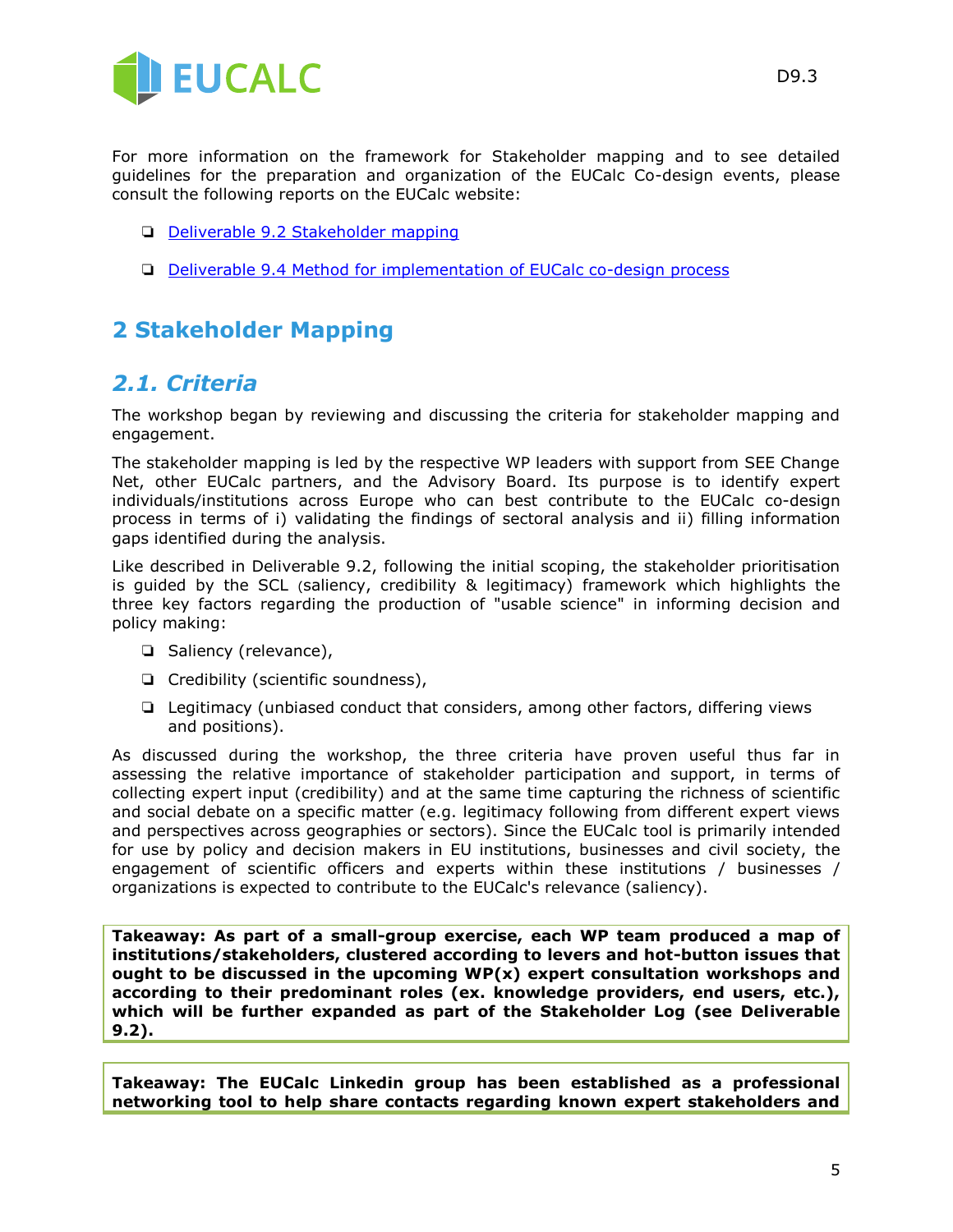For more information on the framework for Stakeholder mapping and to see detailed guidelines for the preparation and organization of the EUCalc Co-design events, please consult the following reports on the EUCalc website:

- [Deliverable 9.2 Stakeholder mapping]()
- [Deliverable 9.4 Method for implementation of EUCalc co-design process]()

# 2 Stakeholder Mapping

## *2.1. Criteria*

The workshop began by reviewing and discussing the criteria for stakeholder mapping and engagement.

The stakeholder mapping is led by the respective WP leaders with support from SEE Change Net, other EUCalc partners, and the Advisory Board. Its purpose is to identify expert individuals/institutions across Europe who can best contribute to the EUCalc co-design process in terms of i) validating the findings of sectoral analysis and ii) filling information gaps identified during the analysis.

Like described in Deliverable 9.2, following the initial scoping, the stakeholder prioritisation is guided by the SCL (saliency, credibility & legitimacy) framework which highlights the three key factors regarding the production of "usable science" in informing decision and policy making:

- Saliency (relevance),
- Credibility (scientific soundness),
- Legitimacy (unbiased conduct that considers, among other factors, differing views and positions).

As discussed during the workshop, the three criteria have proven useful thus far in assessing the relative importance of stakeholder participation and support, in terms of collecting expert input (credibility) and at the same time capturing the richness of scientific and social debate on a specific matter (e.g. legitimacy following from different expert views and perspectives across geographies or sectors). Since the EUCalc tool is primarily intended for use by policy and decision makers in EU institutions, businesses and civil society, the engagement of scientific officers and experts within these institutions / businesses / organizations is expected to contribute to the EUCalc's relevance (saliency).

**Takeaway: As part of a small-group exercise, each WP team produced a map of institutions/stakeholders, clustered according to levers and hot-button issues that ought to be discussed in the upcoming WP(x) expert consultation workshops and according to their predominant roles (ex. knowledge providers, end users, etc.), which will be further expanded as part of the Stakeholder Log (see Deliverable 9.2).**

**Takeaway: The EUCalc Linkedin group has been established as a professional networking tool to help share contacts regarding known expert stakeholders and**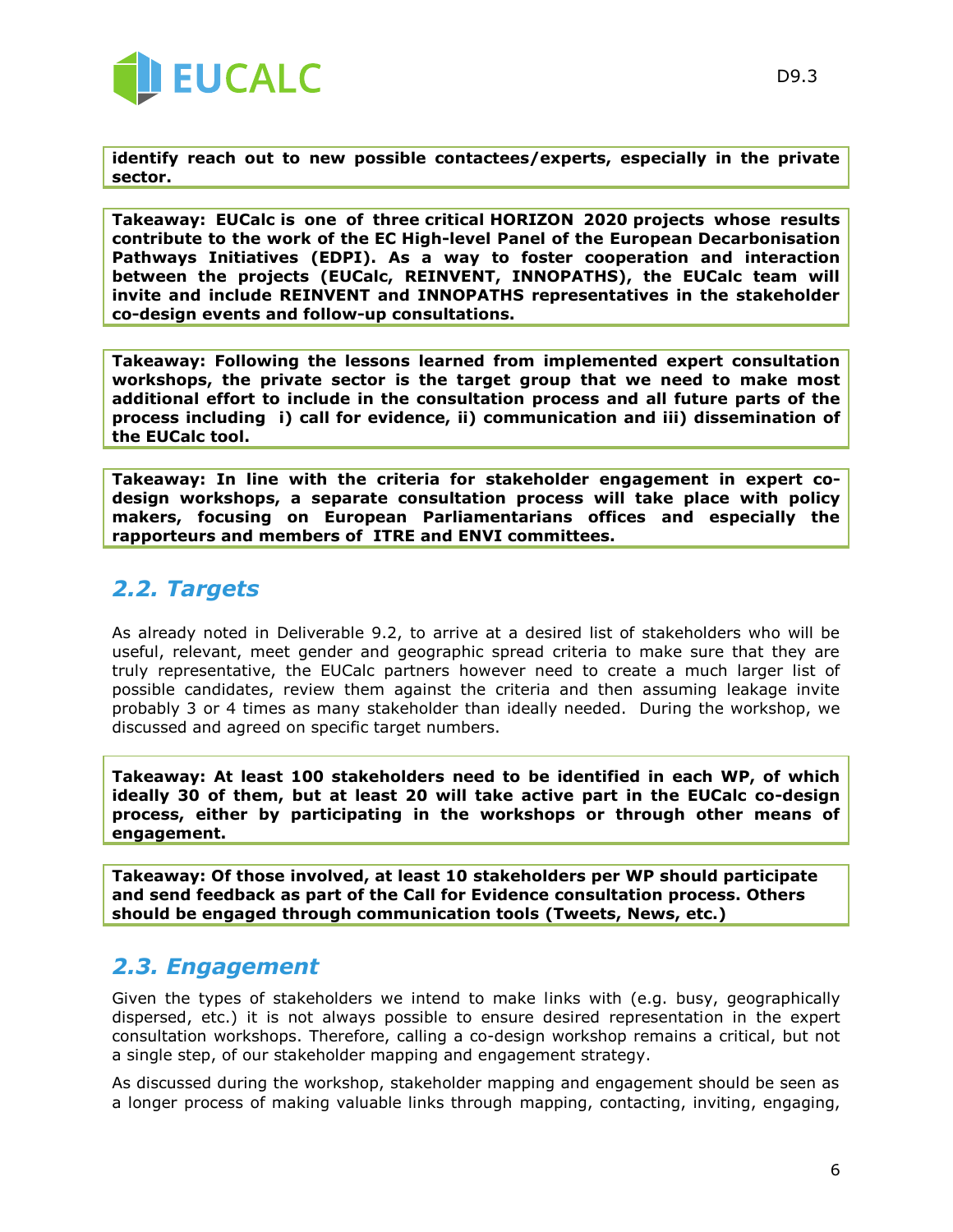**identify reach out to new possible contactees/experts, especially in the private sector.**

**Takeaway: EUCalc is one of three critical HORIZON 2020 projects whose results contribute to the work of the EC High-level Panel of the European Decarbonisation Pathways Initiatives (EDPI). As a way to foster cooperation and interaction between the projects (EUCalc, REINVENT, INNOPATHS), the EUCalc team will invite and include REINVENT and INNOPATHS representatives in the stakeholder co-design events and follow-up consultations.**

**Takeaway: Following the lessons learned from implemented expert consultation workshops, the private sector is the target group that we need to make most additional effort to include in the consultation process and all future parts of the process including i) call for evidence, ii) communication and iii) dissemination of the EUCalc tool.**

**Takeaway: In line with the criteria for stakeholder engagement in expert co-design workshops, a separate consultation process will take place with policy makers, focusing on European Parliamentarians offices and especially the rapporteurs and members of ITRE and ENVI committees.**

## 2.2. Targets

As already noted in Deliverable 9.2, to arrive at a desired list of stakeholders who will be useful, relevant, meet gender and geographic spread criteria to make sure that they are truly representative, the EUCalc partners however need to create a much larger list of possible candidates, review them against the criteria and then assuming leakage invite probably 3 or 4 times as many stakeholder than ideally needed. During the workshop, we discussed and agreed on specific target numbers.

**Takeaway: At least 100 stakeholders need to be identified in each WP, of which ideally 30 of them, but at least 20 will take active part in the EUCalc co-design process, either by participating in the workshops or through other means of engagement.**

**Takeaway: Of those involved, at least 10 stakeholders per WP should participate and send feedback as part of the Call for Evidence consultation process. Others should be engaged through communication tools (Tweets, News, etc.)**

## 2.3. Engagement

Given the types of stakeholders we intend to make links with (e.g. busy, geographically dispersed, etc.) it is not always possible to ensure desired representation in the expert consultation workshops. Therefore, calling a co-design workshop remains a critical, but not a single step, of our stakeholder mapping and engagement strategy.

As discussed during the workshop, stakeholder mapping and engagement should be seen as a longer process of making valuable links through mapping, contacting, inviting, engaging,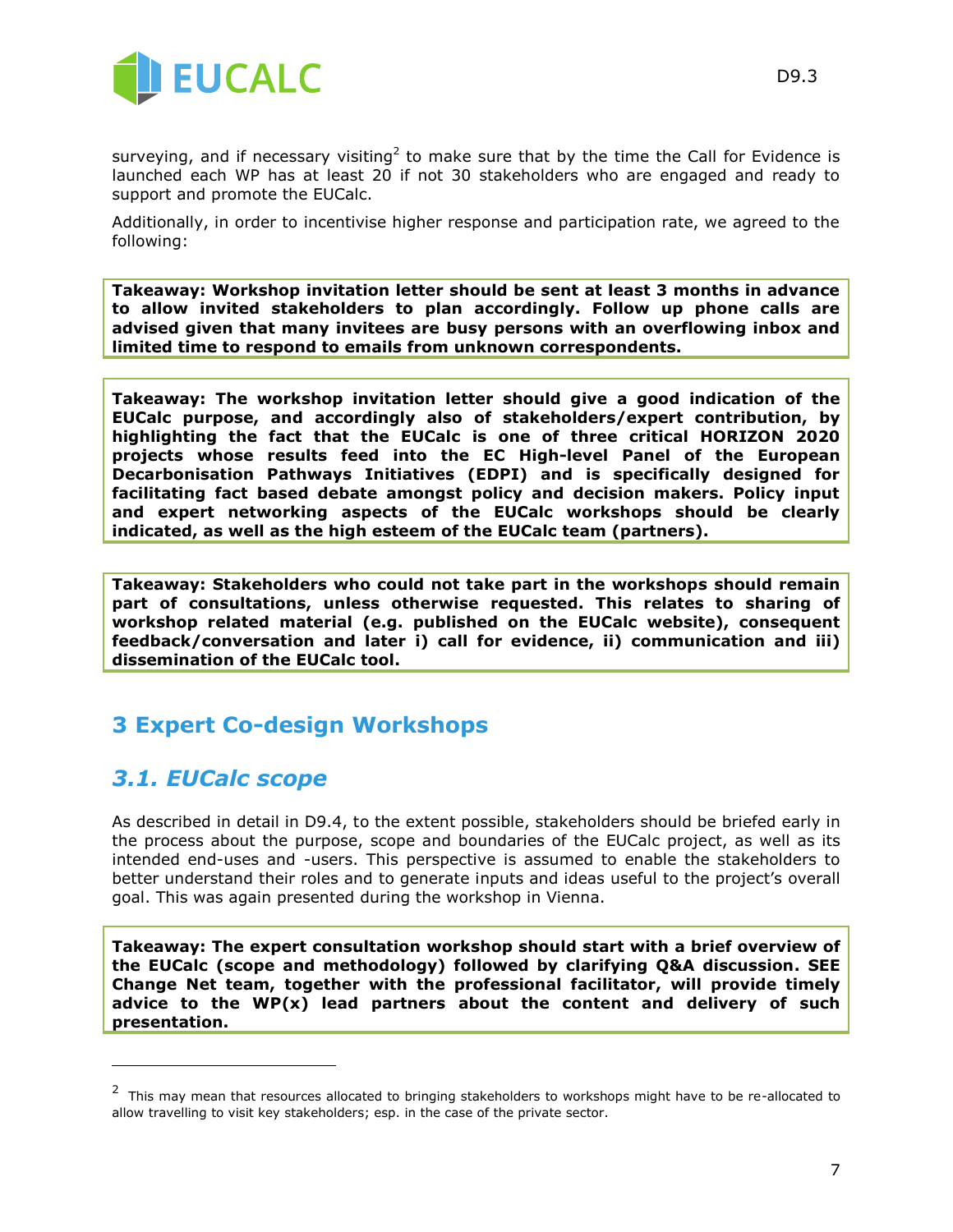surveying, and if necessary visiting[2] to make sure that by the time the Call for Evidence is launched each WP has at least 20 if not 30 stakeholders who are engaged and ready to support and promote the EUCalc.

Additionally, in order to incentivise higher response and participation rate, we agreed to the following:

**Takeaway: Workshop invitation letter should be sent at least 3 months in advance to allow invited stakeholders to plan accordingly. Follow up phone calls are advised given that many invitees are busy persons with an overflowing inbox and limited time to respond to emails from unknown correspondents.**

**Takeaway: The workshop invitation letter should give a good indication of the EUCalc purpose, and accordingly also of stakeholders/expert contribution, by highlighting the fact that the EUCalc is one of three critical HORIZON 2020 projects whose results feed into the EC High-level Panel of the European Decarbonisation Pathways Initiatives (EDPI) and is specifically designed for facilitating fact based debate amongst policy and decision makers. Policy input and expert networking aspects of the EUCalc workshops should be clearly indicated, as well as the high esteem of the EUCalc team (partners).**

**Takeaway: Stakeholders who could not take part in the workshops should remain part of consultations, unless otherwise requested. This relates to sharing of workshop related material (e.g. published on the EUCalc website), consequent feedback/conversation and later i) call for evidence, ii) communication and iii) dissemination of the EUCalc tool.**

# 3 Expert Co-design Workshops

## *3.1. EUCalc scope*

As described in detail in D9.4, to the extent possible, stakeholders should be briefed early in the process about the purpose, scope and boundaries of the EUCalc project, as well as its intended end-uses and -users. This perspective is assumed to enable the stakeholders to better understand their roles and to generate inputs and ideas useful to the project's overall goal. This was again presented during the workshop in Vienna.

**Takeaway: The expert consultation workshop should start with a brief overview of the EUCalc (scope and methodology) followed by clarifying Q&A discussion. SEE Change Net team, together with the professional facilitator, will provide timely advice to the WP(x) lead partners about the content and delivery of such presentation.**

[2] This may mean that resources allocated to bringing stakeholders to workshops might have to be re-allocated to allow travelling to visit key stakeholders; esp. in the case of the private sector.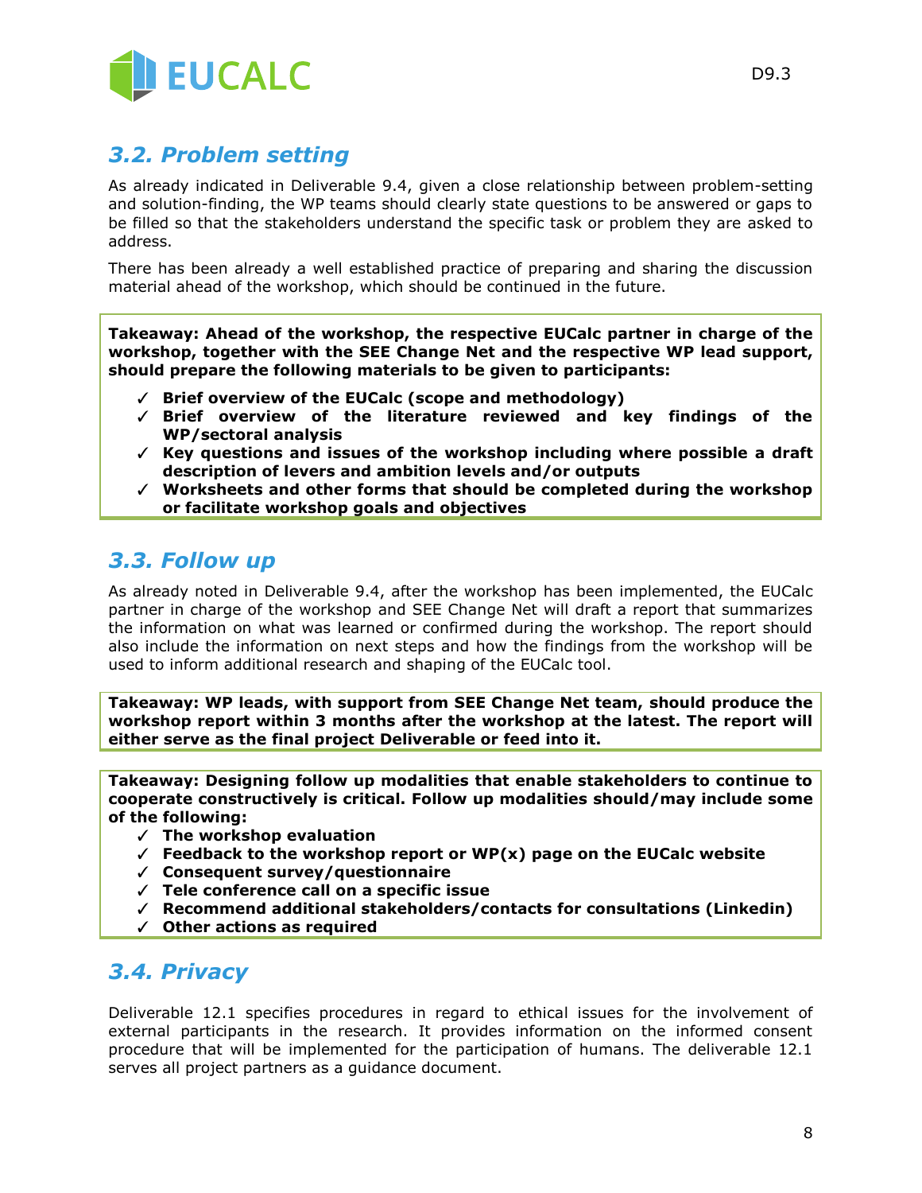## 3.2. Problem setting

As already indicated in Deliverable 9.4, given a close relationship between problem-setting and solution-finding, the WP teams should clearly state questions to be answered or gaps to be filled so that the stakeholders understand the specific task or problem they are asked to address.

There has been already a well established practice of preparing and sharing the discussion material ahead of the workshop, which should be continued in the future.

**Takeaway: Ahead of the workshop, the respective EUCalc partner in charge of the workshop, together with the SEE Change Net and the respective WP lead support, should prepare the following materials to be given to participants:**

- ✓ **Brief overview of the EUCalc (scope and methodology)**
- ✓ **Brief overview of the literature reviewed and key findings of the WP/sectoral analysis**
- ✓ **Key questions and issues of the workshop including where possible a draft description of levers and ambition levels and/or outputs**
- ✓ **Worksheets and other forms that should be completed during the workshop or facilitate workshop goals and objectives**

## 3.3. Follow up

As already noted in Deliverable 9.4, after the workshop has been implemented, the EUCalc partner in charge of the workshop and SEE Change Net will draft a report that summarizes the information on what was learned or confirmed during the workshop. The report should also include the information on next steps and how the findings from the workshop will be used to inform additional research and shaping of the EUCalc tool.

**Takeaway: WP leads, with support from SEE Change Net team, should produce the workshop report within 3 months after the workshop at the latest. The report will either serve as the final project Deliverable or feed into it.**

**Takeaway: Designing follow up modalities that enable stakeholders to continue to cooperate constructively is critical. Follow up modalities should/may include some of the following:**

- ✓ **The workshop evaluation**
- ✓ **Feedback to the workshop report or WP(x) page on the EUCalc website**
- ✓ **Consequent survey/questionnaire**
- ✓ **Tele conference call on a specific issue**
- ✓ **Recommend additional stakeholders/contacts for consultations (Linkedin)**
- ✓ **Other actions as required**

## 3.4. Privacy

Deliverable 12.1 specifies procedures in regard to ethical issues for the involvement of external participants in the research. It provides information on the informed consent procedure that will be implemented for the participation of humans. The deliverable 12.1 serves all project partners as a guidance document.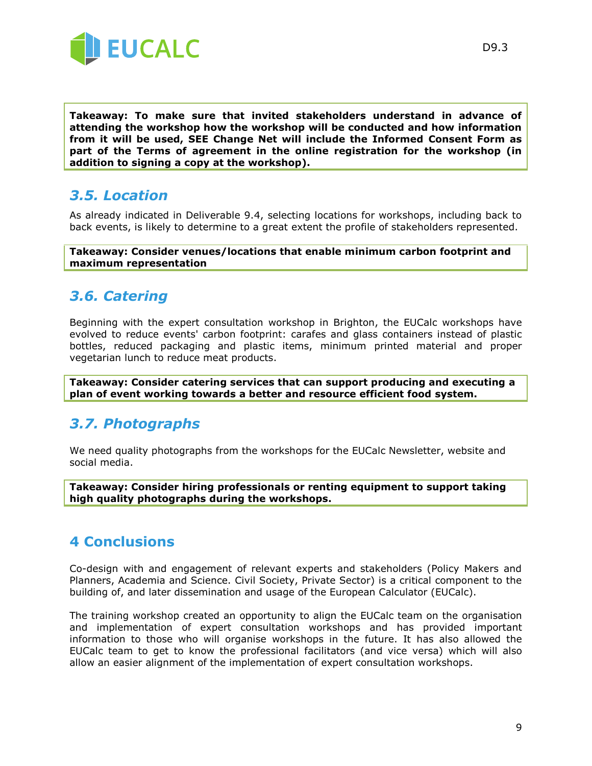**Takeaway: To make sure that invited stakeholders understand in advance of attending the workshop how the workshop will be conducted and how information from it will be used, SEE Change Net will include the Informed Consent Form as part of the Terms of agreement in the online registration for the workshop (in addition to signing a copy at the workshop).**

### *3.5. Location*

As already indicated in Deliverable 9.4, selecting locations for workshops, including back to back events, is likely to determine to a great extent the profile of stakeholders represented.

**Takeaway: Consider venues/locations that enable minimum carbon footprint and maximum representation**

### *3.6. Catering*

Beginning with the expert consultation workshop in Brighton, the EUCalc workshops have evolved to reduce events' carbon footprint: carafes and glass containers instead of plastic bottles, reduced packaging and plastic items, minimum printed material and proper vegetarian lunch to reduce meat products.

**Takeaway: Consider catering services that can support producing and executing a plan of event working towards a better and resource efficient food system.**

### *3.7. Photographs*

We need quality photographs from the workshops for the EUCalc Newsletter, website and social media.

**Takeaway: Consider hiring professionals or renting equipment to support taking high quality photographs during the workshops.**

## 4 Conclusions

Co-design with and engagement of relevant experts and stakeholders (Policy Makers and Planners, Academia and Science. Civil Society, Private Sector) is a critical component to the building of, and later dissemination and usage of the European Calculator (EUCalc).

The training workshop created an opportunity to align the EUCalc team on the organisation and implementation of expert consultation workshops and has provided important information to those who will organise workshops in the future. It has also allowed the EUCalc team to get to know the professional facilitators (and vice versa) which will also allow an easier alignment of the implementation of expert consultation workshops.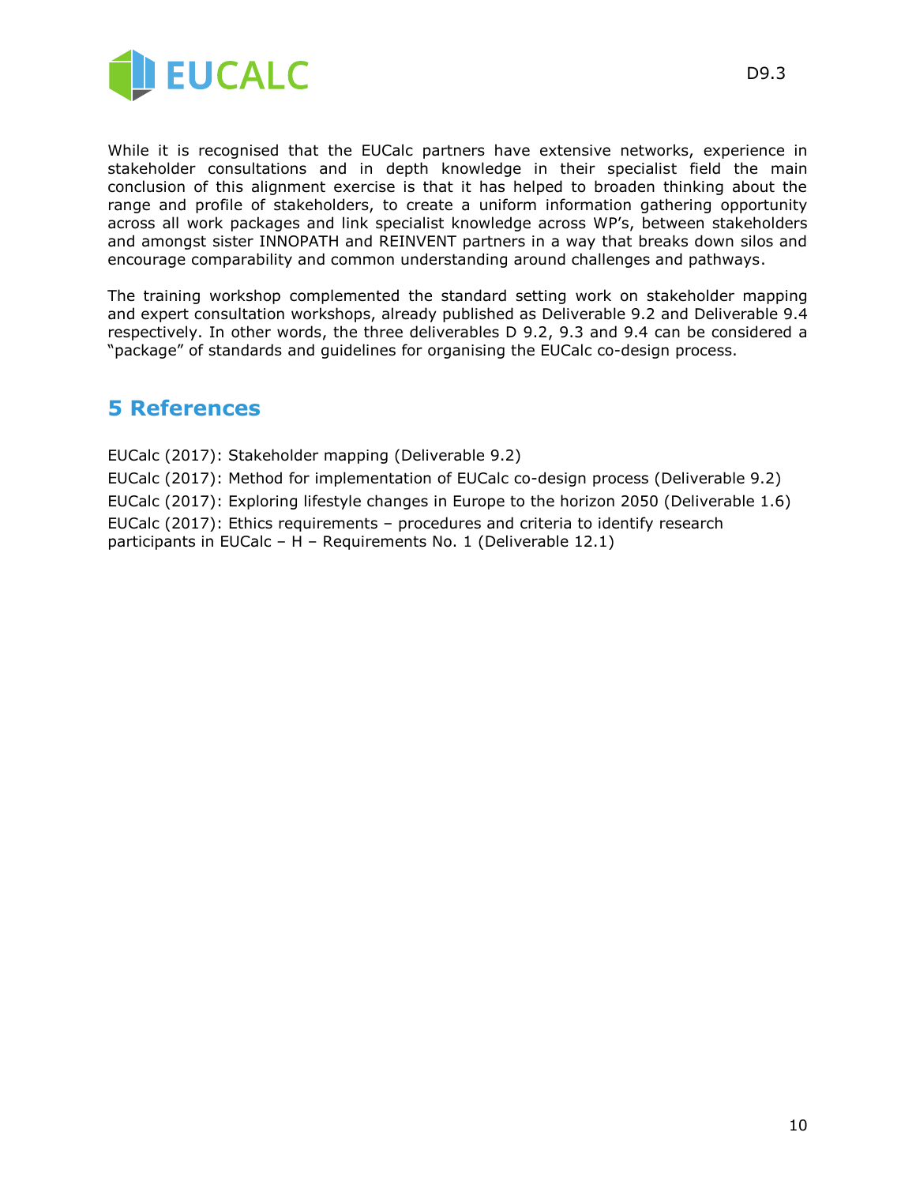While it is recognised that the EUCalc partners have extensive networks, experience in stakeholder consultations and in depth knowledge in their specialist field the main conclusion of this alignment exercise is that it has helped to broaden thinking about the range and profile of stakeholders, to create a uniform information gathering opportunity across all work packages and link specialist knowledge across WP's, between stakeholders and amongst sister INNOPATH and REINVENT partners in a way that breaks down silos and encourage comparability and common understanding around challenges and pathways.

The training workshop complemented the standard setting work on stakeholder mapping and expert consultation workshops, already published as Deliverable 9.2 and Deliverable 9.4 respectively. In other words, the three deliverables D 9.2, 9.3 and 9.4 can be considered a "package" of standards and guidelines for organising the EUCalc co-design process.

# 5 References

EUCalc (2017): Stakeholder mapping (Deliverable 9.2)

EUCalc (2017): Method for implementation of EUCalc co-design process (Deliverable 9.2)

EUCalc (2017): Exploring lifestyle changes in Europe to the horizon 2050 (Deliverable 1.6)

EUCalc (2017): Ethics requirements – procedures and criteria to identify research participants in EUCalc – H – Requirements No. 1 (Deliverable 12.1)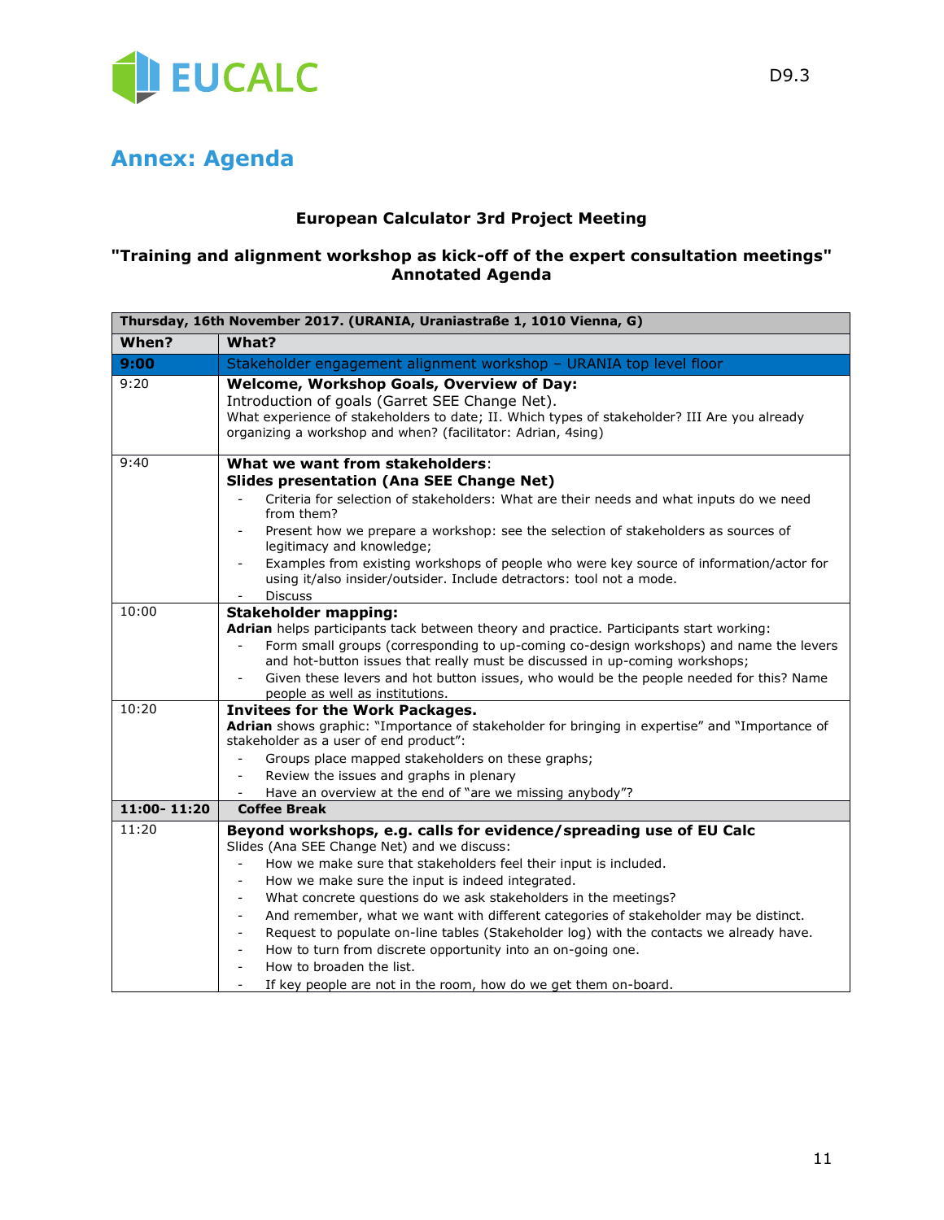# Annex: Agenda

### European Calculator 3rd Project Meeting

### "Training and alignment workshop as kick-off of the expert consultation meetings" Annotated Agenda

| Thursday, 16th November 2017. (URANIA, Uraniastraße 1, 1010 Vienna, G) | |
|---|---|
| **When?** | **What?** |
| **9:00** | Stakeholder engagement alignment workshop – URANIA top level floor |
| 9:20 | **Welcome, Workshop Goals, Overview of Day:**<br>Introduction of goals (Garret SEE Change Net).<br>What experience of stakeholders to date; II. Which types of stakeholder? III Are you already organizing a workshop and when? (facilitator: Adrian, 4sing) |
| 9:40 | **What we want from stakeholders**:<br>**Slides presentation (Ana SEE Change Net)**<br>- Criteria for selection of stakeholders: What are their needs and what inputs do we need from them?<br>- Present how we prepare a workshop: see the selection of stakeholders as sources of legitimacy and knowledge;<br>- Examples from existing workshops of people who were key source of information/actor for using it/also insider/outsider. Include detractors: tool not a mode.<br>- Discuss |
| 10:00 | **Stakeholder mapping:**<br>**Adrian** helps participants tack between theory and practice. Participants start working:<br>- Form small groups (corresponding to up-coming co-design workshops) and name the levers and hot-button issues that really must be discussed in up-coming workshops;<br>- Given these levers and hot button issues, who would be the people needed for this? Name people as well as institutions. |
| 10:20 | **Invitees for the Work Packages.**<br>**Adrian** shows graphic: "Importance of stakeholder for bringing in expertise" and "Importance of stakeholder as a user of end product":<br>- Groups place mapped stakeholders on these graphs;<br>- Review the issues and graphs in plenary<br>- Have an overview at the end of "are we missing anybody"? |
| **11:00- 11:20** | **Coffee Break** |
| 11:20 | **Beyond workshops, e.g. calls for evidence/spreading use of EU Calc**<br>Slides (Ana SEE Change Net) and we discuss:<br>- How we make sure that stakeholders feel their input is included.<br>- How we make sure the input is indeed integrated.<br>- What concrete questions do we ask stakeholders in the meetings?<br>- And remember, what we want with different categories of stakeholder may be distinct.<br>- Request to populate on-line tables (Stakeholder log) with the contacts we already have.<br>- How to turn from discrete opportunity into an on-going one.<br>- How to broaden the list.<br>- If key people are not in the room, how do we get them on-board. |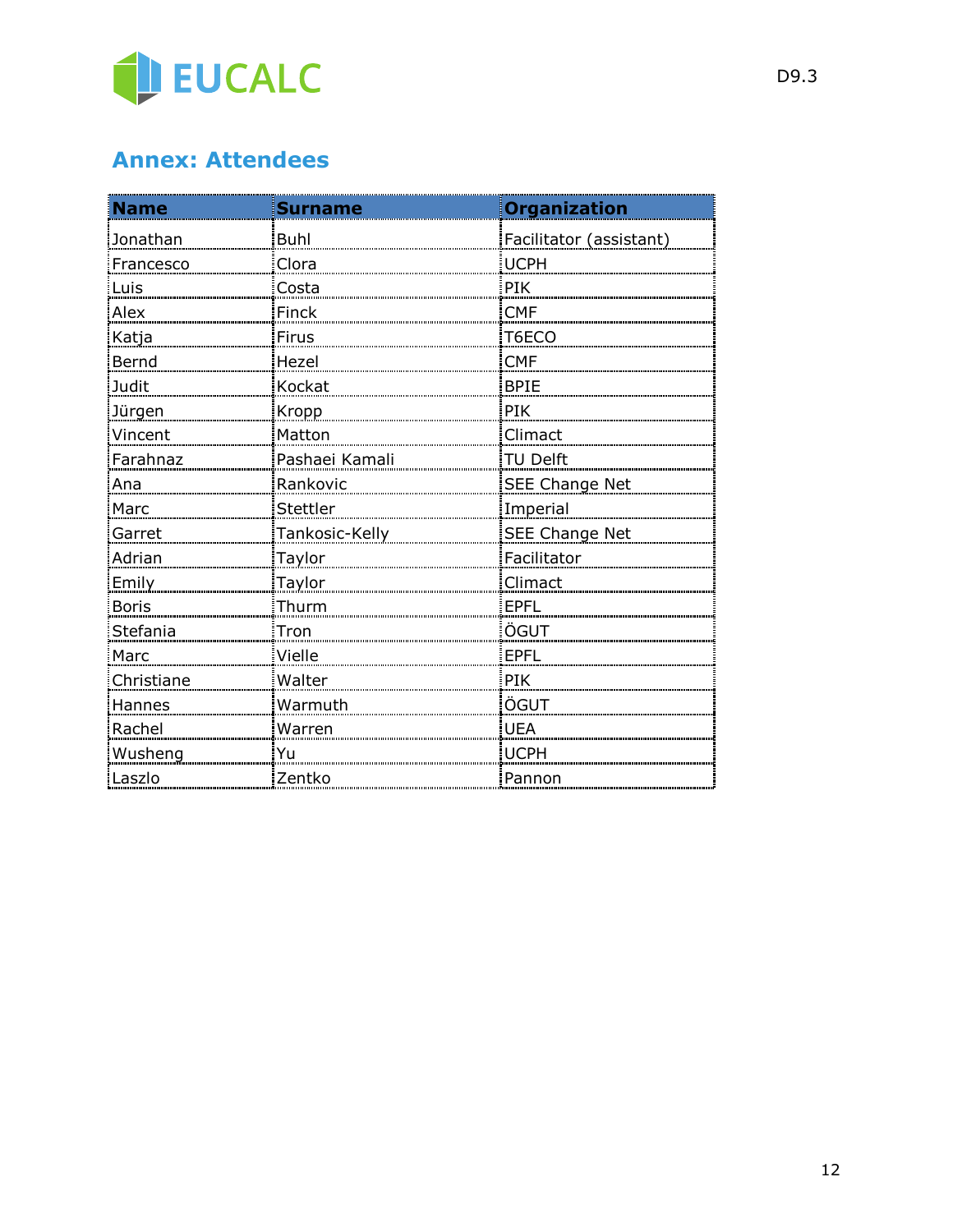## Annex: Attendees

| Name | Surname | Organization |
|---|---|---|
| Jonathan | Buhl | Facilitator (assistant) |
| Francesco | Clora | UCPH |
| Luis | Costa | PIK |
| Alex | Finck | CMF |
| Katja | Firus | T6ECO |
| Bernd | Hezel | CMF |
| Judit | Kockat | BPIE |
| Jürgen | Kropp | PIK |
| Vincent | Matton | Climact |
| Farahnaz | Pashaei Kamali | TU Delft |
| Ana | Rankovic | SEE Change Net |
| Marc | Stettler | Imperial |
| Garret | Tankosic-Kelly | SEE Change Net |
| Adrian | Taylor | Facilitator |
| Emily | Taylor | Climact |
| Boris | Thurm | EPFL |
| Stefania | Tron | ÖGUT |
| Marc | Vielle | EPFL |
| Christiane | Walter | PIK |
| Hannes | Warmuth | ÖGUT |
| Rachel | Warren | UEA |
| Wusheng | Yu | UCPH |
| Laszlo | Zentko | Pannon |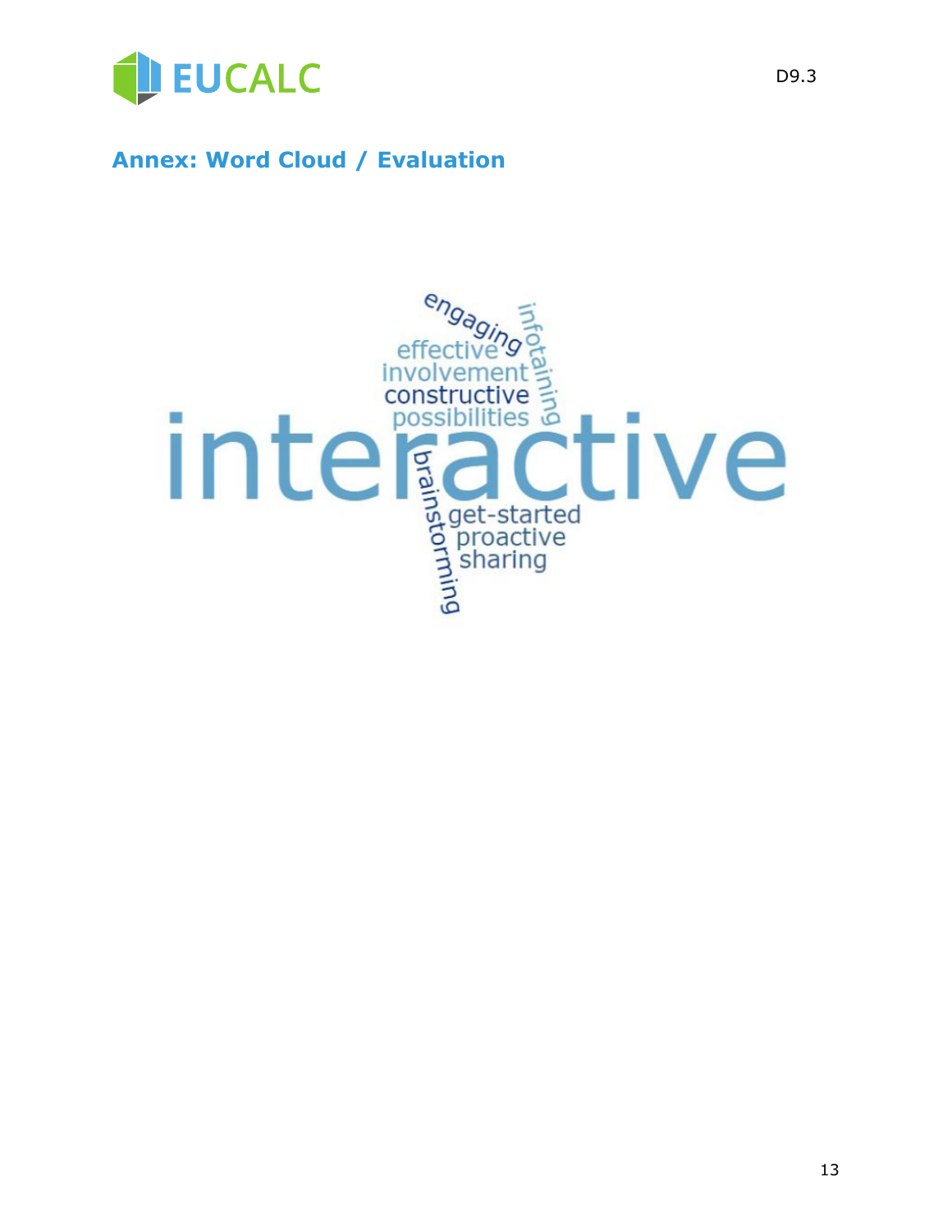## Annex: Word Cloud / Evaluation

engaging
infotaining
effective
involvement
constructive
possibilities
interactive
brainstorming
get-started
proactive
sharing